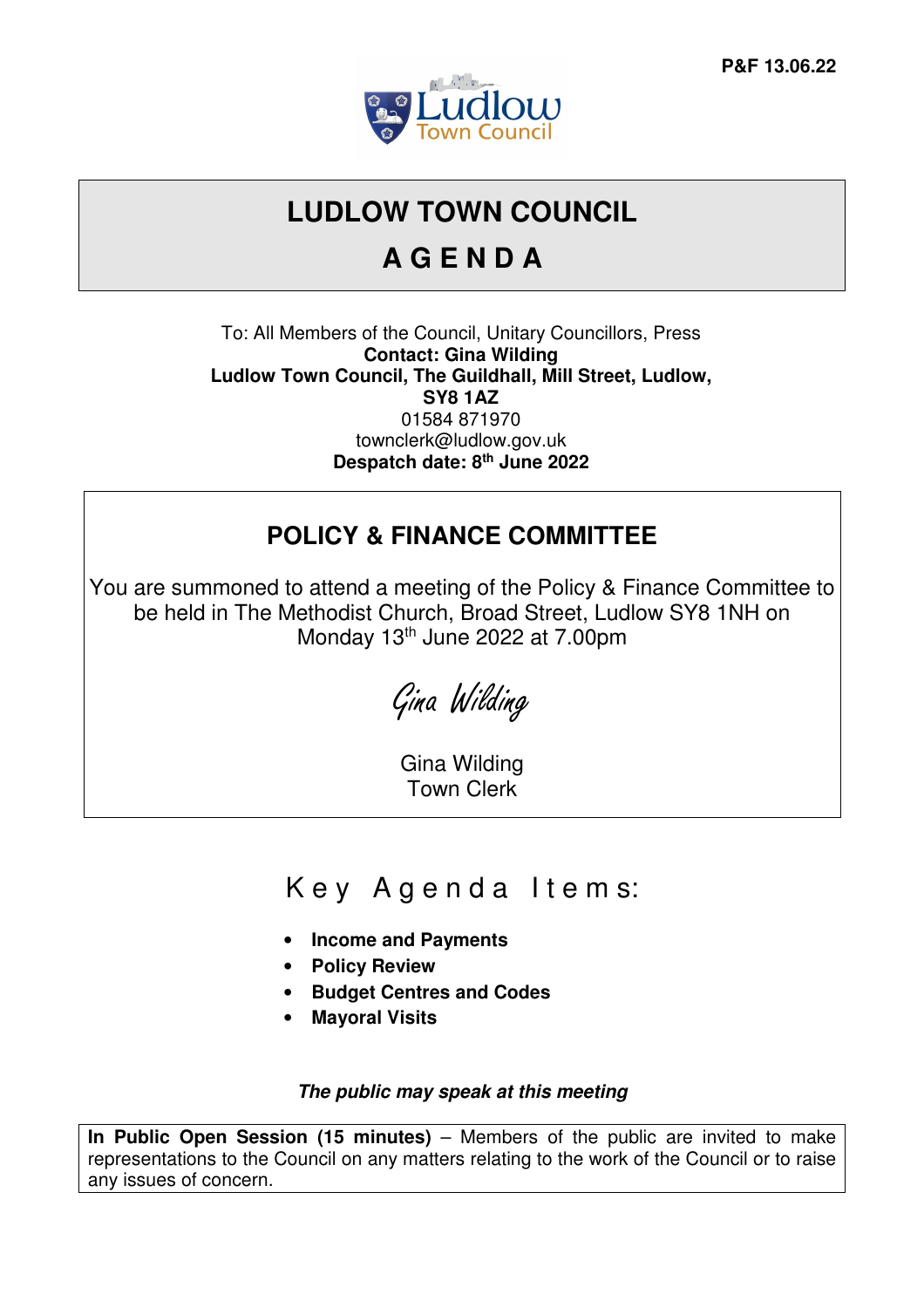P&F 13.06.22

# LUDLOW TOWN COUNCIL

# A G E N D A

To: All Members of the Council, Unitary Councillors, Press
**Contact: Gina Wilding**
**Ludlow Town Council, The Guildhall, Mill Street, Ludlow, SY8 1AZ**
01584 871970
townclerk@ludlow.gov.uk
**Despatch date: 8th June 2022**

## POLICY & FINANCE COMMITTEE

You are summoned to attend a meeting of the Policy & Finance Committee to be held in The Methodist Church, Broad Street, Ludlow SY8 1NH on Monday 13th June 2022 at 7.00pm

*Gina Wilding*

Gina Wilding
Town Clerk

## Key Agenda Items:

- **Income and Payments**
- **Policy Review**
- **Budget Centres and Codes**
- **Mayoral Visits**

***The public may speak at this meeting***

**In Public Open Session (15 minutes)** – Members of the public are invited to make representations to the Council on any matters relating to the work of the Council or to raise any issues of concern.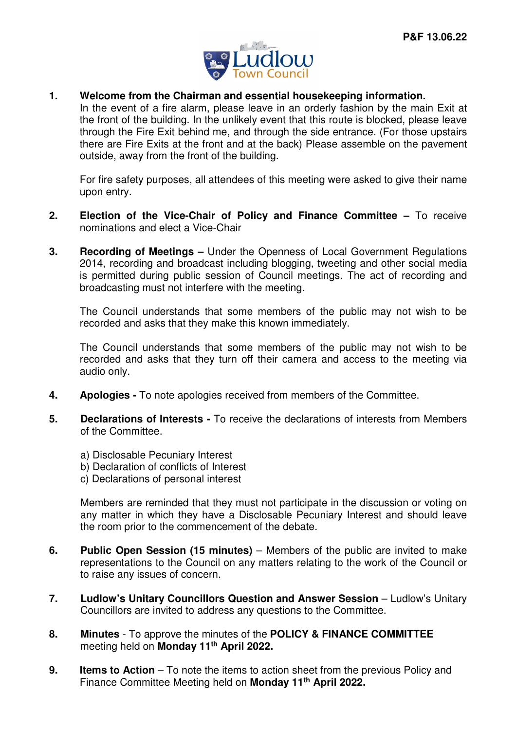P&F 13.06.22

Ludlow Town Council

1. **Welcome from the Chairman and essential housekeeping information.**
   In the event of a fire alarm, please leave in an orderly fashion by the main Exit at the front of the building. In the unlikely event that this route is blocked, please leave through the Fire Exit behind me, and through the side entrance. (For those upstairs there are Fire Exits at the front and at the back) Please assemble on the pavement outside, away from the front of the building.

   For fire safety purposes, all attendees of this meeting were asked to give their name upon entry.

2. **Election of the Vice-Chair of Policy and Finance Committee –** To receive nominations and elect a Vice-Chair

3. **Recording of Meetings –** Under the Openness of Local Government Regulations 2014, recording and broadcast including blogging, tweeting and other social media is permitted during public session of Council meetings. The act of recording and broadcasting must not interfere with the meeting.

   The Council understands that some members of the public may not wish to be recorded and asks that they make this known immediately.

   The Council understands that some members of the public may not wish to be recorded and asks that they turn off their camera and access to the meeting via audio only.

4. **Apologies -** To note apologies received from members of the Committee.

5. **Declarations of Interests -** To receive the declarations of interests from Members of the Committee.

   a) Disclosable Pecuniary Interest
   b) Declaration of conflicts of Interest
   c) Declarations of personal interest

   Members are reminded that they must not participate in the discussion or voting on any matter in which they have a Disclosable Pecuniary Interest and should leave the room prior to the commencement of the debate.

6. **Public Open Session (15 minutes)** – Members of the public are invited to make representations to the Council on any matters relating to the work of the Council or to raise any issues of concern.

7. **Ludlow's Unitary Councillors Question and Answer Session** – Ludlow's Unitary Councillors are invited to address any questions to the Committee.

8. **Minutes** - To approve the minutes of the **POLICY & FINANCE COMMITTEE** meeting held on **Monday 11th April 2022.**

9. **Items to Action** – To note the items to action sheet from the previous Policy and Finance Committee Meeting held on **Monday 11th April 2022.**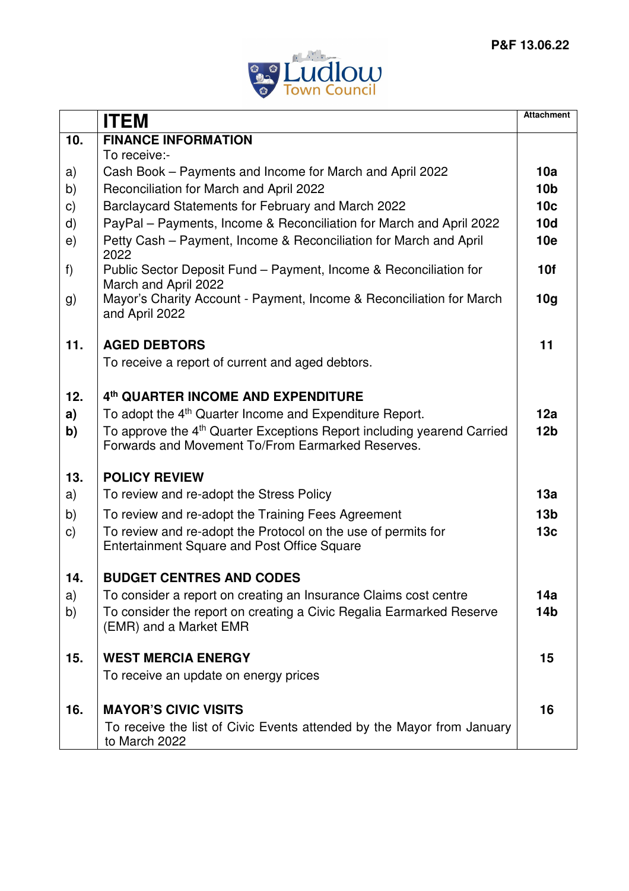P&F 13.06.22

Ludlow Town Council

| | ITEM | Attachment |
|---|---|---|
| 10. | **FINANCE INFORMATION** | |
| | To receive:- | |
| a) | Cash Book – Payments and Income for March and April 2022 | **10a** |
| b) | Reconciliation for March and April 2022 | **10b** |
| c) | Barclaycard Statements for February and March 2022 | **10c** |
| d) | PayPal – Payments, Income & Reconciliation for March and April 2022 | **10d** |
| e) | Petty Cash – Payment, Income & Reconciliation for March and April 2022 | **10e** |
| f) | Public Sector Deposit Fund – Payment, Income & Reconciliation for March and April 2022 | **10f** |
| g) | Mayor's Charity Account - Payment, Income & Reconciliation for March and April 2022 | **10g** |
| 11. | **AGED DEBTORS** | **11** |
| | To receive a report of current and aged debtors. | |
| 12. | **4th QUARTER INCOME AND EXPENDITURE** | |
| **a)** | To adopt the 4th Quarter Income and Expenditure Report. | **12a** |
| **b)** | To approve the 4th Quarter Exceptions Report including yearend Carried Forwards and Movement To/From Earmarked Reserves. | **12b** |
| 13. | **POLICY REVIEW** | |
| a) | To review and re-adopt the Stress Policy | **13a** |
| b) | To review and re-adopt the Training Fees Agreement | **13b** |
| c) | To review and re-adopt the Protocol on the use of permits for Entertainment Square and Post Office Square | **13c** |
| 14. | **BUDGET CENTRES AND CODES** | |
| a) | To consider a report on creating an Insurance Claims cost centre | **14a** |
| b) | To consider the report on creating a Civic Regalia Earmarked Reserve (EMR) and a Market EMR | **14b** |
| 15. | **WEST MERCIA ENERGY** | **15** |
| | To receive an update on energy prices | |
| 16. | **MAYOR'S CIVIC VISITS** | **16** |
| | To receive the list of Civic Events attended by the Mayor from January to March 2022 | |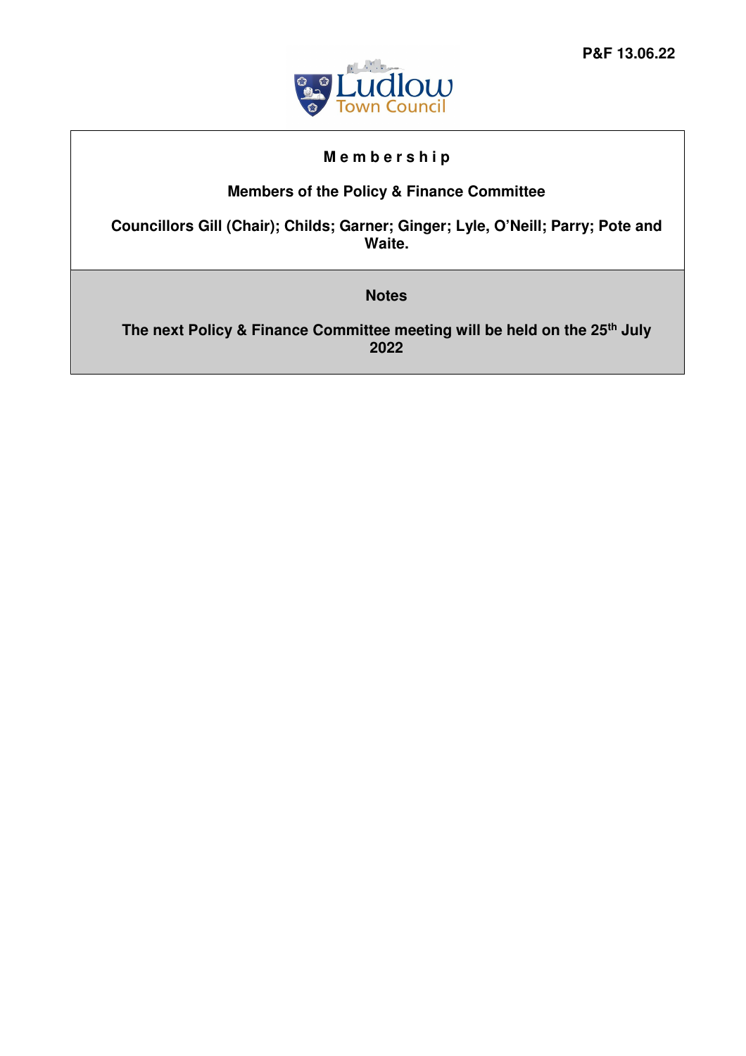P&F 13.06.22

## M e m b e r s h i p

**Members of the Policy & Finance Committee**

**Councillors Gill (Chair); Childs; Garner; Ginger; Lyle, O'Neill; Parry; Pote and Waite.**

## Notes

**The next Policy & Finance Committee meeting will be held on the 25th July 2022**